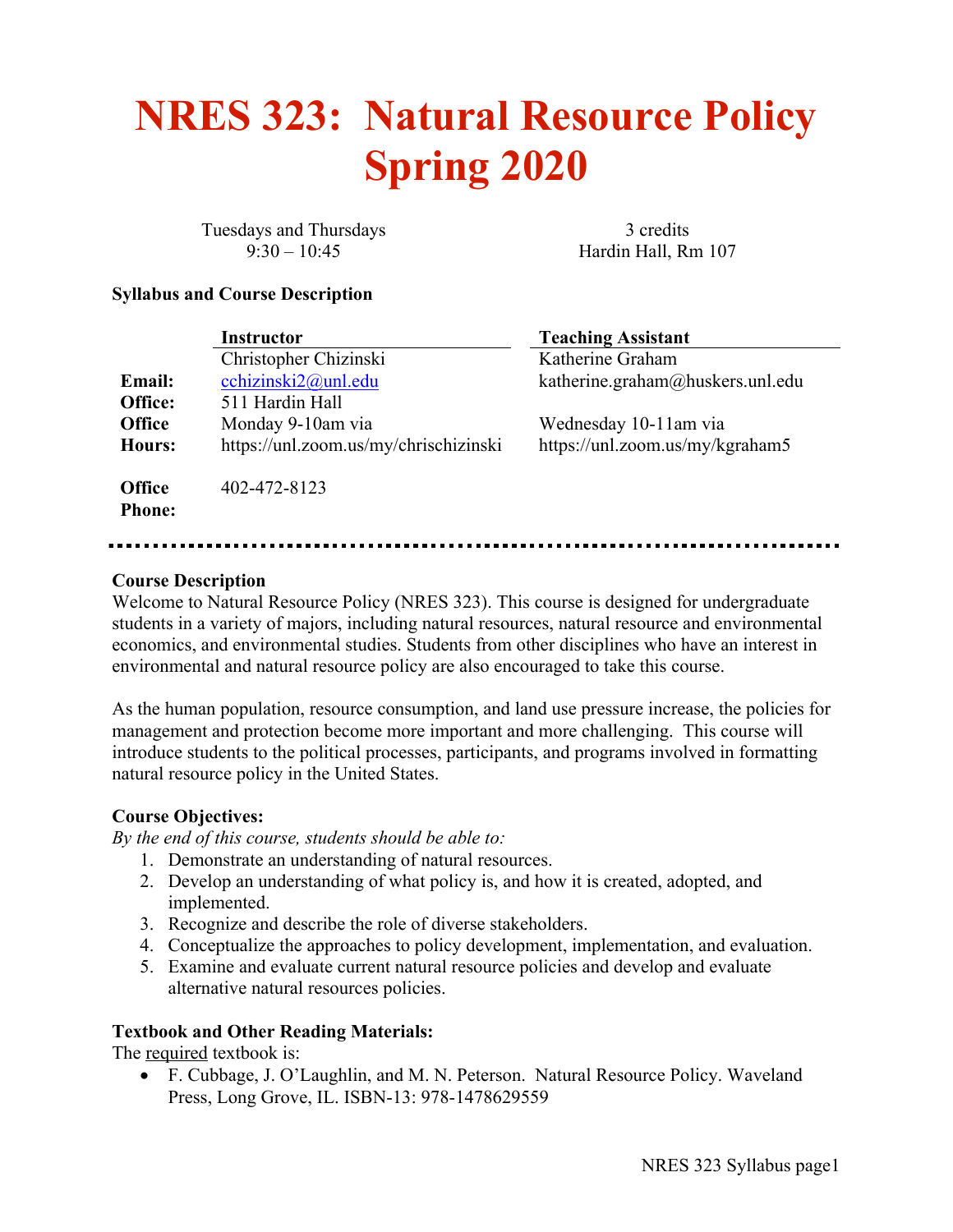# NRES 323: Natural Resource Policy Spring 2020

Tuesdays and Thursdays
9:30 – 10:45

3 credits
Hardin Hall, Rm 107

**Syllabus and Course Description**

| | Instructor | Teaching Assistant |
|---|---|---|
| | Christopher Chizinski | Katherine Graham |
| **Email:** | cchizinski2@unl.edu | katherine.graham@huskers.unl.edu |
| **Office:** | 511 Hardin Hall | |
| **Office Hours:** | Monday 9-10am via https://unl.zoom.us/my/chrischizinski | Wednesday 10-11am via https://unl.zoom.us/my/kgraham5 |
| **Office Phone:** | 402-472-8123 | |

---

**Course Description**

Welcome to Natural Resource Policy (NRES 323). This course is designed for undergraduate students in a variety of majors, including natural resources, natural resource and environmental economics, and environmental studies. Students from other disciplines who have an interest in environmental and natural resource policy are also encouraged to take this course.

As the human population, resource consumption, and land use pressure increase, the policies for management and protection become more important and more challenging. This course will introduce students to the political processes, participants, and programs involved in formatting natural resource policy in the United States.

**Course Objectives:**

*By the end of this course, students should be able to:*

1. Demonstrate an understanding of natural resources.
2. Develop an understanding of what policy is, and how it is created, adopted, and implemented.
3. Recognize and describe the role of diverse stakeholders.
4. Conceptualize the approaches to policy development, implementation, and evaluation.
5. Examine and evaluate current natural resource policies and develop and evaluate alternative natural resources policies.

**Textbook and Other Reading Materials:**

The required textbook is:

- F. Cubbage, J. O'Laughlin, and M. N. Peterson. Natural Resource Policy. Waveland Press, Long Grove, IL. ISBN-13: 978-1478629559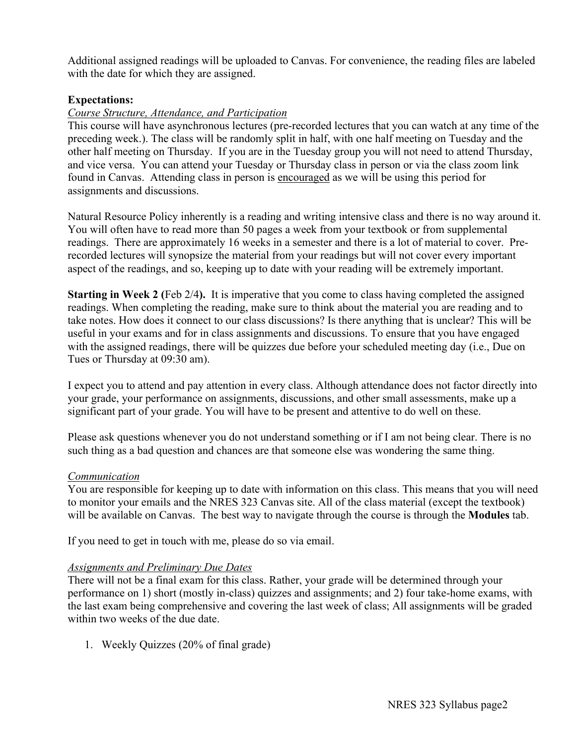Additional assigned readings will be uploaded to Canvas. For convenience, the reading files are labeled with the date for which they are assigned.

**Expectations:**

*Course Structure, Attendance, and Participation*

This course will have asynchronous lectures (pre-recorded lectures that you can watch at any time of the preceding week.). The class will be randomly split in half, with one half meeting on Tuesday and the other half meeting on Thursday. If you are in the Tuesday group you will not need to attend Thursday, and vice versa. You can attend your Tuesday or Thursday class in person or via the class zoom link found in Canvas. Attending class in person is encouraged as we will be using this period for assignments and discussions.

Natural Resource Policy inherently is a reading and writing intensive class and there is no way around it. You will often have to read more than 50 pages a week from your textbook or from supplemental readings. There are approximately 16 weeks in a semester and there is a lot of material to cover. Pre-recorded lectures will synopsize the material from your readings but will not cover every important aspect of the readings, and so, keeping up to date with your reading will be extremely important.

**Starting in Week 2 (**Feb 2/4**).** It is imperative that you come to class having completed the assigned readings. When completing the reading, make sure to think about the material you are reading and to take notes. How does it connect to our class discussions? Is there anything that is unclear? This will be useful in your exams and for in class assignments and discussions. To ensure that you have engaged with the assigned readings, there will be quizzes due before your scheduled meeting day (i.e., Due on Tues or Thursday at 09:30 am).

I expect you to attend and pay attention in every class. Although attendance does not factor directly into your grade, your performance on assignments, discussions, and other small assessments, make up a significant part of your grade. You will have to be present and attentive to do well on these.

Please ask questions whenever you do not understand something or if I am not being clear. There is no such thing as a bad question and chances are that someone else was wondering the same thing.

*Communication*

You are responsible for keeping up to date with information on this class. This means that you will need to monitor your emails and the NRES 323 Canvas site. All of the class material (except the textbook) will be available on Canvas. The best way to navigate through the course is through the **Modules** tab.

If you need to get in touch with me, please do so via email.

*Assignments and Preliminary Due Dates*

There will not be a final exam for this class. Rather, your grade will be determined through your performance on 1) short (mostly in-class) quizzes and assignments; and 2) four take-home exams, with the last exam being comprehensive and covering the last week of class; All assignments will be graded within two weeks of the due date.

1. Weekly Quizzes (20% of final grade)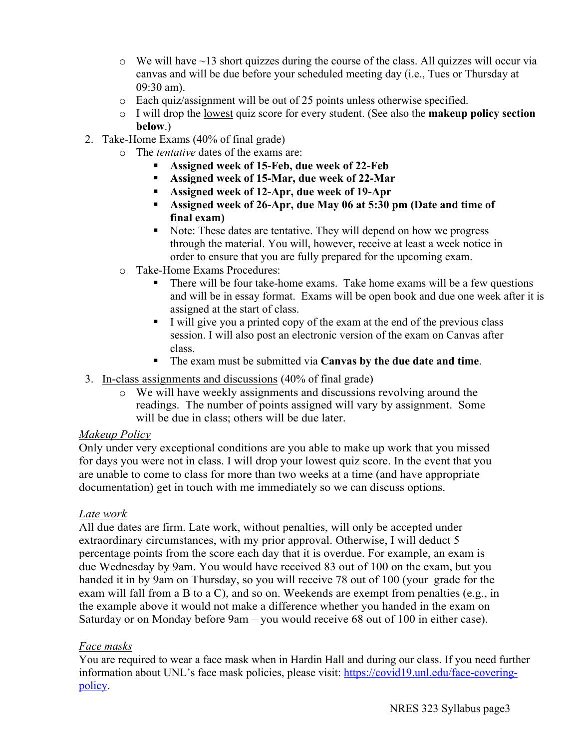- We will have ~13 short quizzes during the course of the class. All quizzes will occur via canvas and will be due before your scheduled meeting day (i.e., Tues or Thursday at 09:30 am).
- Each quiz/assignment will be out of 25 points unless otherwise specified.
- I will drop the lowest quiz score for every student. (See also the **makeup policy section below**.)

2. Take-Home Exams (40% of final grade)
   - The *tentative* dates of the exams are:
     - **Assigned week of 15-Feb, due week of 22-Feb**
     - **Assigned week of 15-Mar, due week of 22-Mar**
     - **Assigned week of 12-Apr, due week of 19-Apr**
     - **Assigned week of 26-Apr, due May 06 at 5:30 pm (Date and time of final exam)**
     - Note: These dates are tentative. They will depend on how we progress through the material. You will, however, receive at least a week notice in order to ensure that you are fully prepared for the upcoming exam.
   - Take-Home Exams Procedures:
     - There will be four take-home exams. Take home exams will be a few questions and will be in essay format. Exams will be open book and due one week after it is assigned at the start of class.
     - I will give you a printed copy of the exam at the end of the previous class session. I will also post an electronic version of the exam on Canvas after class.
     - The exam must be submitted via **Canvas by the due date and time**.
3. In-class assignments and discussions (40% of final grade)
   - We will have weekly assignments and discussions revolving around the readings. The number of points assigned will vary by assignment. Some will be due in class; others will be due later.

*Makeup Policy*

Only under very exceptional conditions are you able to make up work that you missed for days you were not in class. I will drop your lowest quiz score. In the event that you are unable to come to class for more than two weeks at a time (and have appropriate documentation) get in touch with me immediately so we can discuss options.

*Late work*

All due dates are firm. Late work, without penalties, will only be accepted under extraordinary circumstances, with my prior approval. Otherwise, I will deduct 5 percentage points from the score each day that it is overdue. For example, an exam is due Wednesday by 9am. You would have received 83 out of 100 on the exam, but you handed it in by 9am on Thursday, so you will receive 78 out of 100 (your grade for the exam will fall from a B to a C), and so on. Weekends are exempt from penalties (e.g., in the example above it would not make a difference whether you handed in the exam on Saturday or on Monday before 9am – you would receive 68 out of 100 in either case).

*Face masks*

You are required to wear a face mask when in Hardin Hall and during our class. If you need further information about UNL's face mask policies, please visit: https://covid19.unl.edu/face-covering-policy.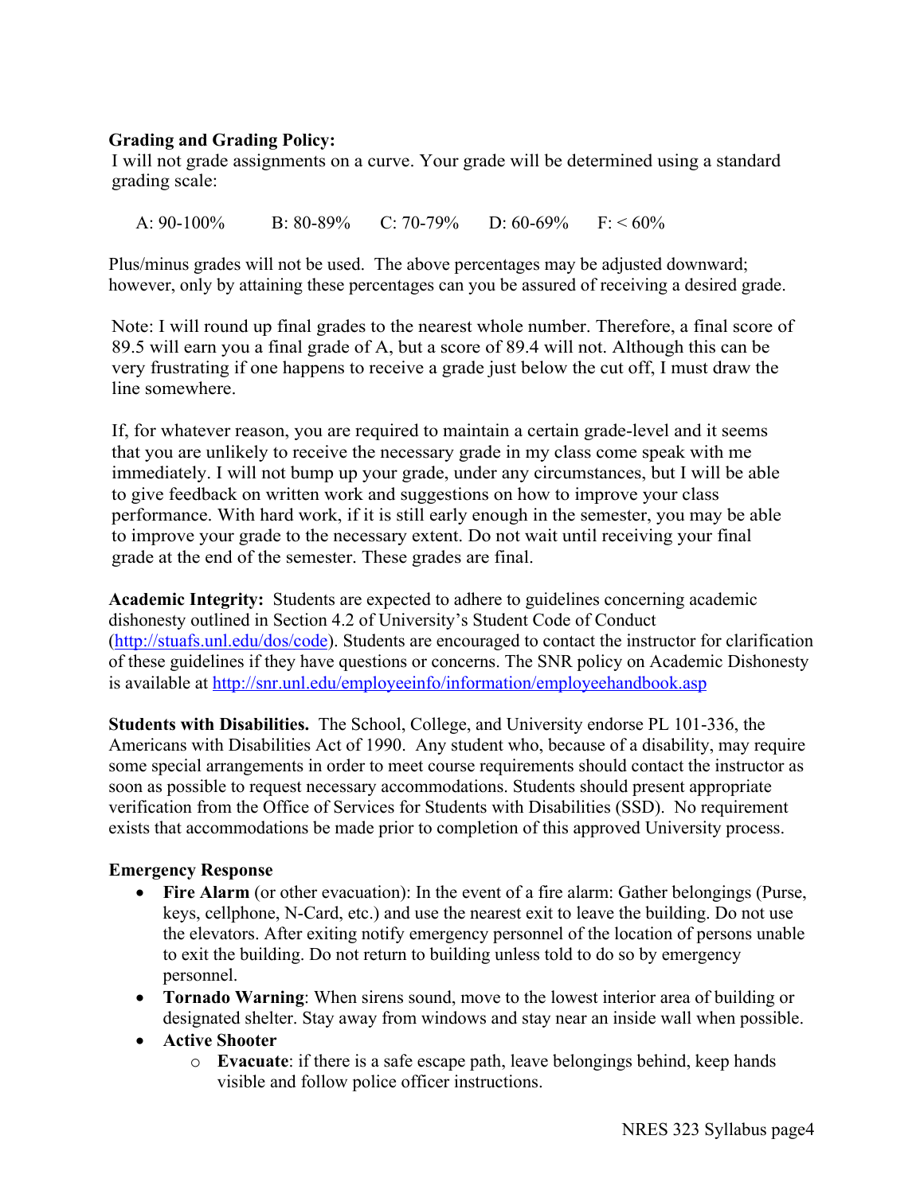**Grading and Grading Policy:**

I will not grade assignments on a curve. Your grade will be determined using a standard grading scale:

A: 90-100%  B: 80-89%  C: 70-79%  D: 60-69%  F: < 60%

Plus/minus grades will not be used. The above percentages may be adjusted downward; however, only by attaining these percentages can you be assured of receiving a desired grade.

Note: I will round up final grades to the nearest whole number. Therefore, a final score of 89.5 will earn you a final grade of A, but a score of 89.4 will not. Although this can be very frustrating if one happens to receive a grade just below the cut off, I must draw the line somewhere.

If, for whatever reason, you are required to maintain a certain grade-level and it seems that you are unlikely to receive the necessary grade in my class come speak with me immediately. I will not bump up your grade, under any circumstances, but I will be able to give feedback on written work and suggestions on how to improve your class performance. With hard work, if it is still early enough in the semester, you may be able to improve your grade to the necessary extent. Do not wait until receiving your final grade at the end of the semester. These grades are final.

**Academic Integrity:** Students are expected to adhere to guidelines concerning academic dishonesty outlined in Section 4.2 of University's Student Code of Conduct (http://stuafs.unl.edu/dos/code). Students are encouraged to contact the instructor for clarification of these guidelines if they have questions or concerns. The SNR policy on Academic Dishonesty is available at http://snr.unl.edu/employeeinfo/information/employeehandbook.asp

**Students with Disabilities.** The School, College, and University endorse PL 101-336, the Americans with Disabilities Act of 1990. Any student who, because of a disability, may require some special arrangements in order to meet course requirements should contact the instructor as soon as possible to request necessary accommodations. Students should present appropriate verification from the Office of Services for Students with Disabilities (SSD). No requirement exists that accommodations be made prior to completion of this approved University process.

**Emergency Response**

- **Fire Alarm** (or other evacuation): In the event of a fire alarm: Gather belongings (Purse, keys, cellphone, N-Card, etc.) and use the nearest exit to leave the building. Do not use the elevators. After exiting notify emergency personnel of the location of persons unable to exit the building. Do not return to building unless told to do so by emergency personnel.
- **Tornado Warning**: When sirens sound, move to the lowest interior area of building or designated shelter. Stay away from windows and stay near an inside wall when possible.
- **Active Shooter**
  - **Evacuate**: if there is a safe escape path, leave belongings behind, keep hands visible and follow police officer instructions.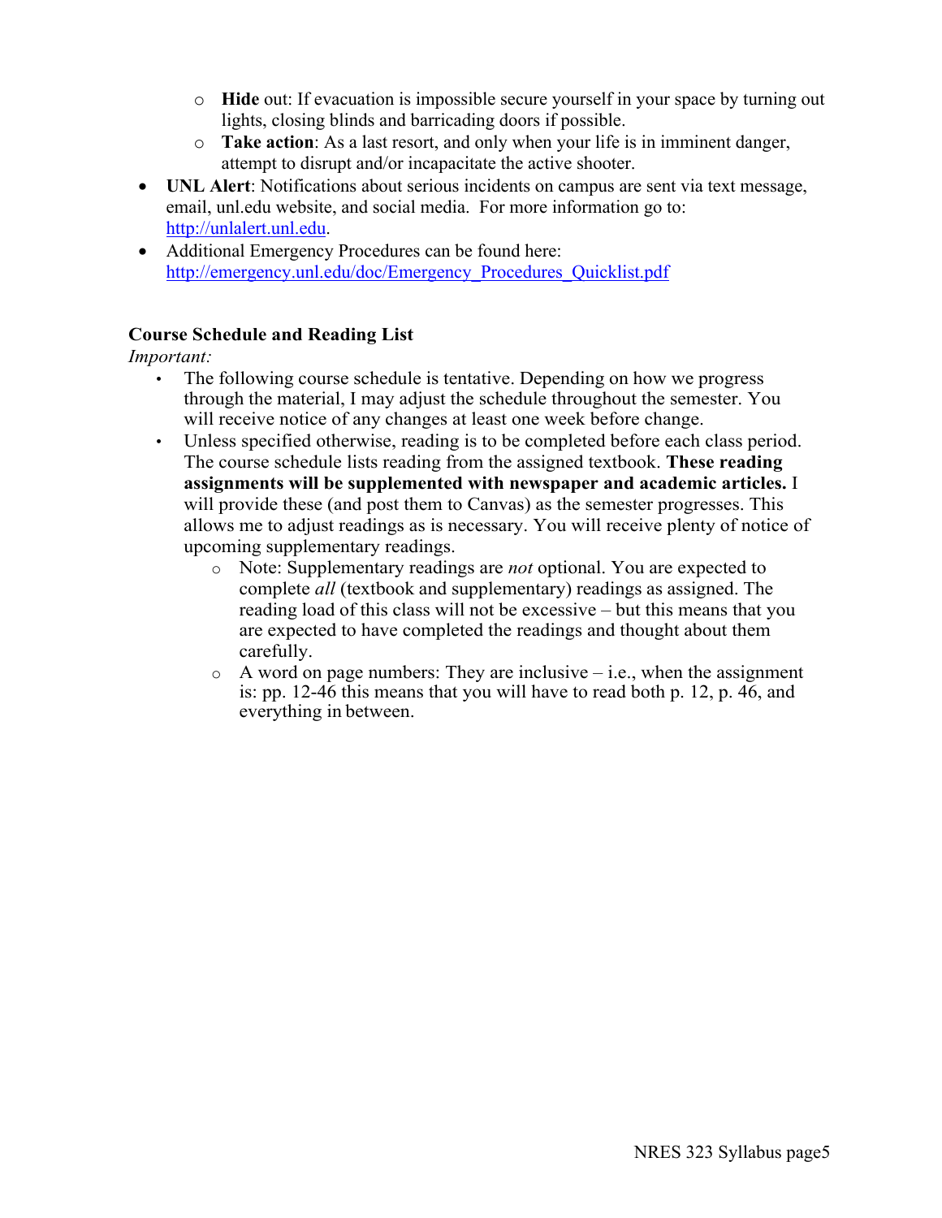- **Hide** out: If evacuation is impossible secure yourself in your space by turning out lights, closing blinds and barricading doors if possible.
  - **Take action**: As a last resort, and only when your life is in imminent danger, attempt to disrupt and/or incapacitate the active shooter.
- **UNL Alert**: Notifications about serious incidents on campus are sent via text message, email, unl.edu website, and social media. For more information go to: [http://unlalert.unl.edu](http://unlalert.unl.edu).
- Additional Emergency Procedures can be found here: [http://emergency.unl.edu/doc/Emergency_Procedures_Quicklist.pdf](http://emergency.unl.edu/doc/Emergency_Procedures_Quicklist.pdf)

## Course Schedule and Reading List

*Important:*

- The following course schedule is tentative. Depending on how we progress through the material, I may adjust the schedule throughout the semester. You will receive notice of any changes at least one week before change.
- Unless specified otherwise, reading is to be completed before each class period. The course schedule lists reading from the assigned textbook. **These reading assignments will be supplemented with newspaper and academic articles.** I will provide these (and post them to Canvas) as the semester progresses. This allows me to adjust readings as is necessary. You will receive plenty of notice of upcoming supplementary readings.
  - Note: Supplementary readings are *not* optional. You are expected to complete *all* (textbook and supplementary) readings as assigned. The reading load of this class will not be excessive – but this means that you are expected to have completed the readings and thought about them carefully.
  - A word on page numbers: They are inclusive – i.e., when the assignment is: pp. 12-46 this means that you will have to read both p. 12, p. 46, and everything in between.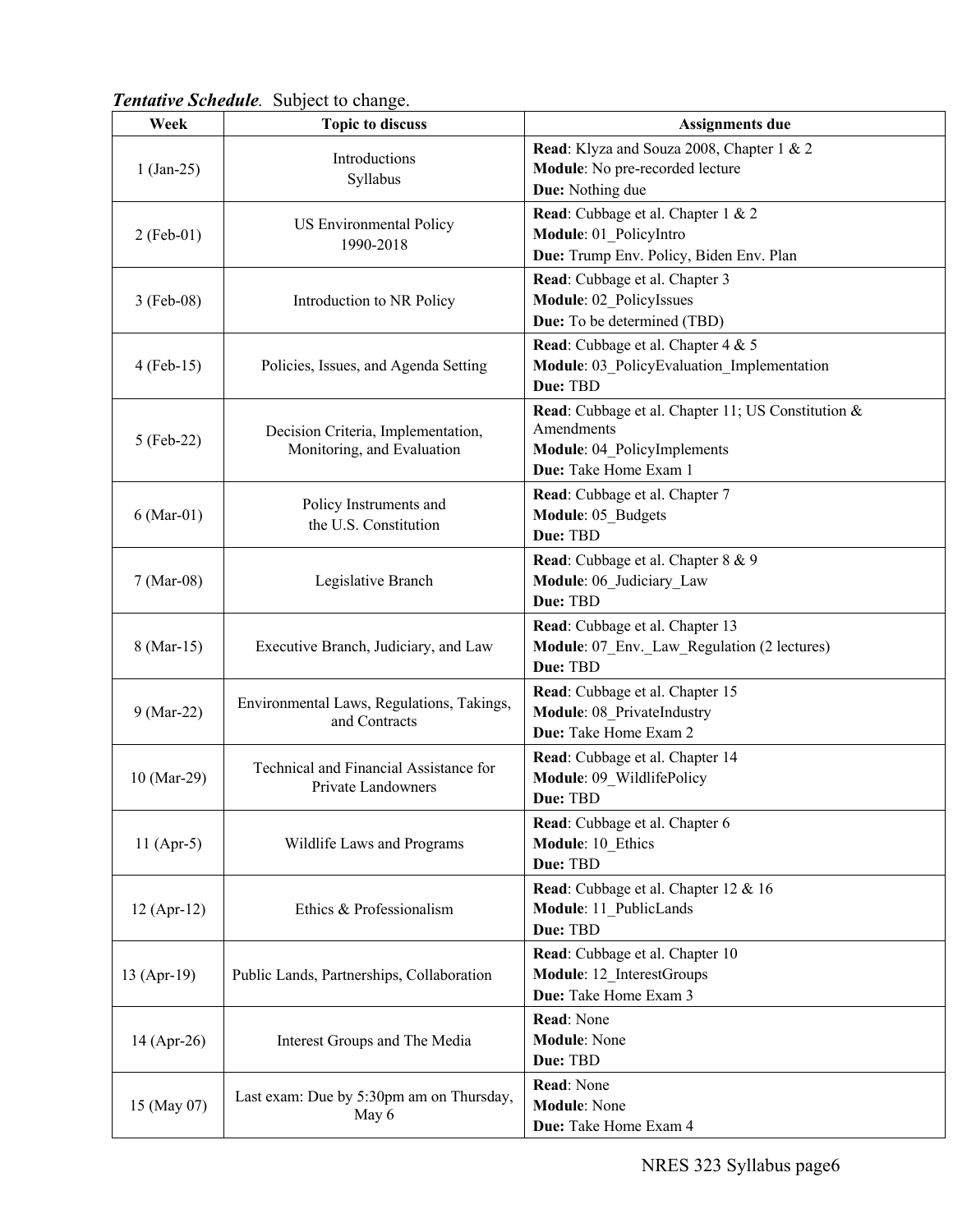***Tentative Schedule****.* Subject to change.

| Week | Topic to discuss | Assignments due |
|---|---|---|
| 1 (Jan-25) | Introductions<br>Syllabus | **Read**: Klyza and Souza 2008, Chapter 1 & 2<br>**Module**: No pre-recorded lecture<br>**Due:** Nothing due |
| 2 (Feb-01) | US Environmental Policy<br>1990-2018 | **Read**: Cubbage et al. Chapter 1 & 2<br>**Module**: 01_PolicyIntro<br>**Due:** Trump Env. Policy, Biden Env. Plan |
| 3 (Feb-08) | Introduction to NR Policy | **Read**: Cubbage et al. Chapter 3<br>**Module**: 02_PolicyIssues<br>**Due:** To be determined (TBD) |
| 4 (Feb-15) | Policies, Issues, and Agenda Setting | **Read**: Cubbage et al. Chapter 4 & 5<br>**Module**: 03_PolicyEvaluation_Implementation<br>**Due:** TBD |
| 5 (Feb-22) | Decision Criteria, Implementation, Monitoring, and Evaluation | **Read**: Cubbage et al. Chapter 11; US Constitution & Amendments<br>**Module**: 04_PolicyImplements<br>**Due:** Take Home Exam 1 |
| 6 (Mar-01) | Policy Instruments and<br>the U.S. Constitution | **Read**: Cubbage et al. Chapter 7<br>**Module**: 05_Budgets<br>**Due:** TBD |
| 7 (Mar-08) | Legislative Branch | **Read**: Cubbage et al. Chapter 8 & 9<br>**Module**: 06_Judiciary_Law<br>**Due:** TBD |
| 8 (Mar-15) | Executive Branch, Judiciary, and Law | **Read**: Cubbage et al. Chapter 13<br>**Module**: 07_Env._Law_Regulation (2 lectures)<br>**Due:** TBD |
| 9 (Mar-22) | Environmental Laws, Regulations, Takings, and Contracts | **Read**: Cubbage et al. Chapter 15<br>**Module**: 08_PrivateIndustry<br>**Due:** Take Home Exam 2 |
| 10 (Mar-29) | Technical and Financial Assistance for Private Landowners | **Read**: Cubbage et al. Chapter 14<br>**Module**: 09_WildlifePolicy<br>**Due:** TBD |
| 11 (Apr-5) | Wildlife Laws and Programs | **Read**: Cubbage et al. Chapter 6<br>**Module**: 10_Ethics<br>**Due:** TBD |
| 12 (Apr-12) | Ethics & Professionalism | **Read**: Cubbage et al. Chapter 12 & 16<br>**Module**: 11_PublicLands<br>**Due:** TBD |
| 13 (Apr-19) | Public Lands, Partnerships, Collaboration | **Read**: Cubbage et al. Chapter 10<br>**Module**: 12_InterestGroups<br>**Due:** Take Home Exam 3 |
| 14 (Apr-26) | Interest Groups and The Media | **Read**: None<br>**Module**: None<br>**Due:** TBD |
| 15 (May 07) | Last exam: Due by 5:30pm am on Thursday, May 6 | **Read**: None<br>**Module**: None<br>**Due:** Take Home Exam 4 |